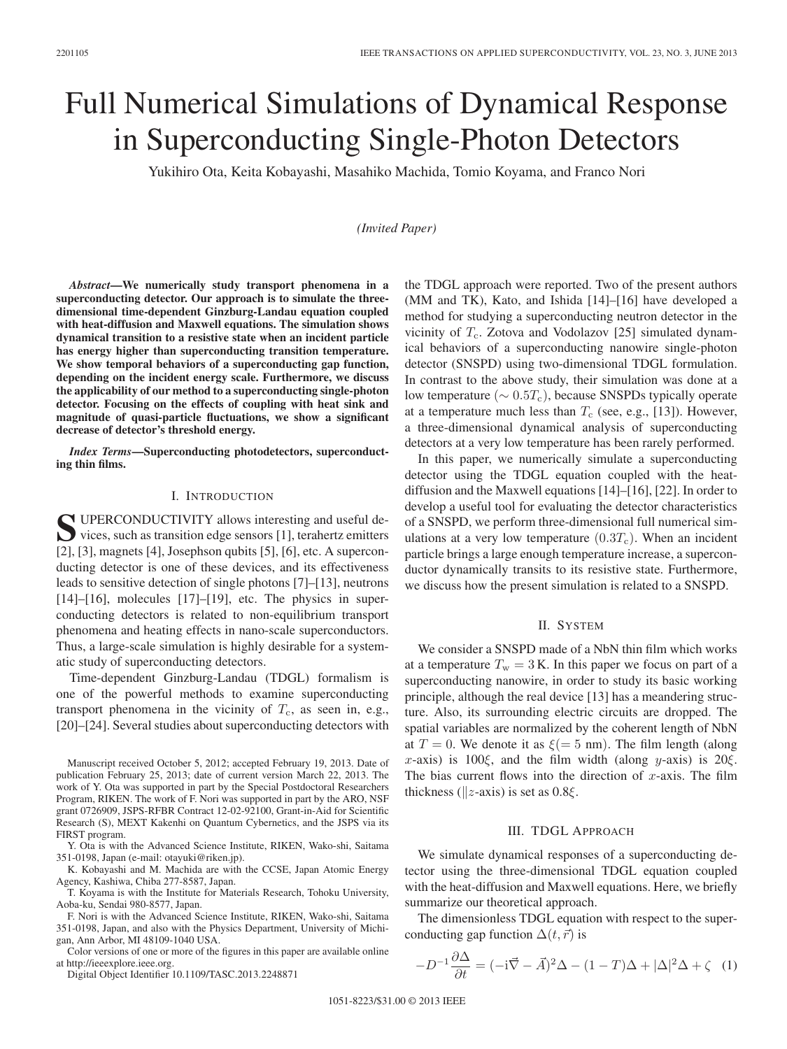# Full Numerical Simulations of Dynamical Response in Superconducting Single-Photon Detectors

Yukihiro Ota, Keita Kobayashi, Masahiko Machida, Tomio Koyama, and Franco Nori

*(Invited Paper)*

***Abstract*—We numerically study transport phenomena in a superconducting detector. Our approach is to simulate the three-dimensional time-dependent Ginzburg-Landau equation coupled with heat-diffusion and Maxwell equations. The simulation shows dynamical transition to a resistive state when an incident particle has energy higher than superconducting transition temperature. We show temporal behaviors of a superconducting gap function, depending on the incident energy scale. Furthermore, we discuss the applicability of our method to a superconducting single-photon detector. Focusing on the effects of coupling with heat sink and magnitude of quasi-particle fluctuations, we show a significant decrease of detector's threshold energy.**

***Index Terms*—Superconducting photodetectors, superconducting thin films.**

## I. Introduction

Superconductivity allows interesting and useful devices, such as transition edge sensors [1], terahertz emitters [2], [3], magnets [4], Josephson qubits [5], [6], etc. A superconducting detector is one of these devices, and its effectiveness leads to sensitive detection of single photons [7]–[13], neutrons [14]–[16], molecules [17]–[19], etc. The physics in superconducting detectors is related to non-equilibrium transport phenomena and heating effects in nano-scale superconductors. Thus, a large-scale simulation is highly desirable for a systematic study of superconducting detectors.

Time-dependent Ginzburg-Landau (TDGL) formalism is one of the powerful methods to examine superconducting transport phenomena in the vicinity of $T_c$, as seen in, e.g., [20]–[24]. Several studies about superconducting detectors with the TDGL approach were reported. Two of the present authors (MM and TK), Kato, and Ishida [14]–[16] have developed a method for studying a superconducting neutron detector in the vicinity of $T_c$. Zotova and Vodolazov [25] simulated dynamical behaviors of a superconducting nanowire single-photon detector (SNSPD) using two-dimensional TDGL formulation. In contrast to the above study, their simulation was done at a low temperature ($\sim 0.5T_c$), because SNSPDs typically operate at a temperature much less than $T_c$ (see, e.g., [13]). However, a three-dimensional dynamical analysis of superconducting detectors at a very low temperature has been rarely performed.

In this paper, we numerically simulate a superconducting detector using the TDGL equation coupled with the heat-diffusion and the Maxwell equations [14]–[16], [22]. In order to develop a useful tool for evaluating the detector characteristics of a SNSPD, we perform three-dimensional full numerical simulations at a very low temperature ($0.3T_c$). When an incident particle brings a large enough temperature increase, a superconductor dynamically transits to its resistive state. Furthermore, we discuss how the present simulation is related to a SNSPD.

## II. System

We consider a SNSPD made of a NbN thin film which works at a temperature $T_w = 3\,\mathrm{K}$. In this paper we focus on part of a superconducting nanowire, in order to study its basic working principle, although the real device [13] has a meandering structure. Also, its surrounding electric circuits are dropped. The spatial variables are normalized by the coherent length of NbN at $T = 0$. We denote it as $\xi(= 5\ \mathrm{nm})$. The film length (along $x$-axis) is $100\xi$, and the film width (along $y$-axis) is $20\xi$. The bias current flows into the direction of $x$-axis. The film thickness ($\parallel z$-axis) is set as $0.8\xi$.

## III. TDGL Approach

We simulate dynamical responses of a superconducting detector using the three-dimensional TDGL equation coupled with the heat-diffusion and Maxwell equations. Here, we briefly summarize our theoretical approach.

The dimensionless TDGL equation with respect to the superconducting gap function $\Delta(t, \vec{r})$ is

$$-D^{-1}\frac{\partial \Delta}{\partial t} = (-\mathrm{i}\vec{\nabla} - \vec{A})^2\Delta - (1-T)\Delta + |\Delta|^2\Delta + \zeta \quad (1)$$

Manuscript received October 5, 2012; accepted February 19, 2013. Date of publication February 25, 2013; date of current version March 22, 2013. The work of Y. Ota was supported in part by the Special Postdoctoral Researchers Program, RIKEN. The work of F. Nori was supported in part by the ARO, NSF grant 0726909, JSPS-RFBR Contract 12-02-92100, Grant-in-Aid for Scientific Research (S), MEXT Kakenhi on Quantum Cybernetics, and the JSPS via its FIRST program.

Y. Ota is with the Advanced Science Institute, RIKEN, Wako-shi, Saitama 351-0198, Japan (e-mail: otayuki@riken.jp).

K. Kobayashi and M. Machida are with the CCSE, Japan Atomic Energy Agency, Kashiwa, Chiba 277-8587, Japan.

T. Koyama is with the Institute for Materials Research, Tohoku University, Aoba-ku, Sendai 980-8577, Japan.

F. Nori is with the Advanced Science Institute, RIKEN, Wako-shi, Saitama 351-0198, Japan, and also with the Physics Department, University of Michigan, Ann Arbor, MI 48109-1040 USA.

Color versions of one or more of the figures in this paper are available online at http://ieeexplore.ieee.org.

Digital Object Identifier 10.1109/TASC.2013.2248871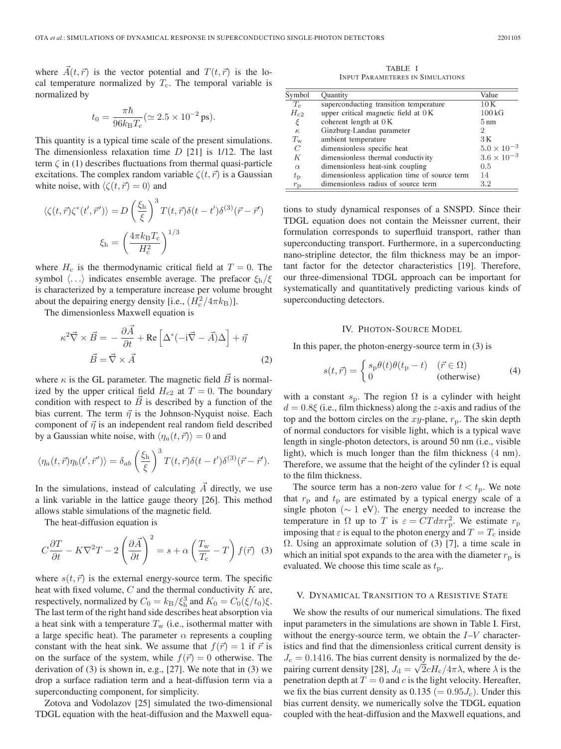where $\vec{A}(t, \vec{r})$ is the vector potential and $T(t, \vec{r})$ is the local temperature normalized by $T_c$. The temporal variable is normalized by

$$t_0 = \frac{\pi\hbar}{96 k_B T_c} (\simeq 2.5 \times 10^{-2}\,\text{ps}).$$

This quantity is a typical time scale of the present simulations. The dimensionless relaxation time $D$ [21] is 1/12. The last term $\zeta$ in (1) describes fluctuations from thermal quasi-particle excitations. The complex random variable $\zeta(t, \vec{r})$ is a Gaussian white noise, with $\langle \zeta(t, \vec{r}) = 0 \rangle$ and

$$\langle \zeta(t, \vec{r}) \zeta^*(t', \vec{r}') \rangle = D \left( \frac{\xi_h}{\xi} \right)^3 T(t, \vec{r}) \delta(t - t') \delta^{(3)}(\vec{r} - \vec{r}')$$

$$\xi_h = \left( \frac{4\pi k_B T_c}{H_c^2} \right)^{1/3}$$

where $H_c$ is the thermodynamic critical field at $T = 0$. The symbol $\langle \ldots \rangle$ indicates ensemble average. The prefacor $\xi_h/\xi$ is characterized by a temperature increase per volume brought about the depairing energy density [i.e., $(H_c^2/4\pi k_B)$].

The dimensionless Maxwell equation is

$$\kappa^2 \vec{\nabla} \times \vec{B} = -\frac{\partial \vec{A}}{\partial t} + \text{Re}\left[ \Delta^* (-i\vec{\nabla} - \vec{A}) \Delta \right] + \vec{\eta}$$
$$\vec{B} = \vec{\nabla} \times \vec{A} \tag{2}$$

where $\kappa$ is the GL parameter. The magnetic field $\vec{B}$ is normalized by the upper critical field $H_{c2}$ at $T = 0$. The boundary condition with respect to $\vec{B}$ is described by a function of the bias current. The term $\vec{\eta}$ is the Johnson-Nyquist noise. Each component of $\vec{\eta}$ is an independent real random field described by a Gaussian white noise, with $\langle \eta_a(t, \vec{r}) \rangle = 0$ and

$$\langle \eta_a(t, \vec{r}) \eta_b(t', \vec{r}') \rangle = \delta_{ab} \left( \frac{\xi_h}{\xi} \right)^3 T(t, \vec{r}) \delta(t - t') \delta^{(3)}(\vec{r} - \vec{r}').$$

In the simulations, instead of calculating $\vec{A}$ directly, we use a link variable in the lattice gauge theory [26]. This method allows stable simulations of the magnetic field.

The heat-diffusion equation is

$$C\frac{\partial T}{\partial t} - K\nabla^2 T - 2\left( \frac{\partial \vec{A}}{\partial t} \right)^2 = s + \alpha \left( \frac{T_w}{T_c} - T \right) f(\vec{r}) \tag{3}$$

where $s(t, \vec{r})$ is the external energy-source term. The specific heat with fixed volume, $C$ and the thermal conductivity $K$ are, respectively, normalized by $C_0 = k_B/\xi_h^3$ and $K_0 = C_0(\xi/t_0)\xi$. The last term of the right hand side describes heat absorption via a heat sink with a temperature $T_w$ (i.e., isothermal matter with a large specific heat). The parameter $\alpha$ represents a coupling constant with the heat sink. We assume that $f(\vec{r}) = 1$ if $\vec{r}$ is on the surface of the system, while $f(\vec{r}) = 0$ otherwise. The derivation of (3) is shown in, e.g., [27]. We note that in (3) we drop a surface radiation term and a heat-diffusion term via a superconducting component, for simplicity.

Zotova and Vodolazov [25] simulated the two-dimensional TDGL equation with the heat-diffusion and the Maxwell equations to study dynamical responses of a SNSPD. Since their TDGL equation does not contain the Meissner current, their formulation corresponds to superfluid transport, rather than superconducting transport. Furthermore, in a superconducting nano-stripline detector, the film thickness may be an important factor for the detector characteristics [19]. Therefore, our three-dimensional TDGL approach can be important for systematically and quantitatively predicting various kinds of superconducting detectors.

TABLE I
INPUT PARAMETERES IN SIMULATIONS

| Symbol | Quantity | Value |
|---|---|---|
| $T_c$ | superconducting transition temperature | 10 K |
| $H_{c2}$ | upper critical magnetic field at 0 K | 100 kG |
| $\xi$ | coherent length at 0 K | 5 nm |
| $\kappa$ | Ginzburg-Landau parameter | 2 |
| $T_w$ | ambient temperature | 3 K |
| $C$ | dimensionless specific heat | $5.0 \times 10^{-3}$ |
| $K$ | dimensionless thermal conductivity | $3.6 \times 10^{-3}$ |
| $\alpha$ | dimensionless heat-sink coupling | 0.5 |
| $t_p$ | dimensionless application time of source term | 14 |
| $r_p$ | dimensionless radius of source term | 3.2 |

## IV. Photon-Source Model

In this paper, the photon-energy-source term in (3) is

$$s(t, \vec{r}) = \begin{cases} s_p \theta(t) \theta(t_p - t) & (\vec{r} \in \Omega) \\ 0 & \text{(otherwise)} \end{cases} \tag{4}$$

with a constant $s_p$. The region $\Omega$ is a cylinder with height $d = 0.8\xi$ (i.e., film thickness) along the $z$-axis and radius of the top and the bottom circles on the $xy$-plane, $r_p$. The skin depth of normal conductors for visible light, which is a typical wave length in single-photon detectors, is around 50 nm (i.e., visible light), which is much longer than the film thickness (4 nm). Therefore, we assume that the height of the cylinder $\Omega$ is equal to the film thickness.

The source term has a non-zero value for $t < t_p$. We note that $r_p$ and $t_p$ are estimated by a typical energy scale of a single photon ($\sim 1$ eV). The energy needed to increase the temperature in $\Omega$ up to $T$ is $\varepsilon = CTd\pi r_p^2$. We estimate $r_p$ imposing that $\varepsilon$ is equal to the photon energy and $T = T_c$ inside $\Omega$. Using an approximate solution of (3) [7], a time scale in which an initial spot expands to the area with the diameter $r_p$ is evaluated. We choose this time scale as $t_p$.

## V. Dynamical Transition to a Resistive State

We show the results of our numerical simulations. The fixed input parameters in the simulations are shown in Table I. First, without the energy-source term, we obtain the $I$–$V$ characteristics and find that the dimensionless critical current density is $J_c = 0.1416$. The bias current density is normalized by the depairing current density [28], $J_d = \sqrt{2} c H_c / 4\pi\lambda$, where $\lambda$ is the penetration depth at $T = 0$ and $c$ is the light velocity. Hereafter, we fix the bias current density as 0.135 ($= 0.95 J_c$). Under this bias current density, we numerically solve the TDGL equation coupled with the heat-diffusion and the Maxwell equations, and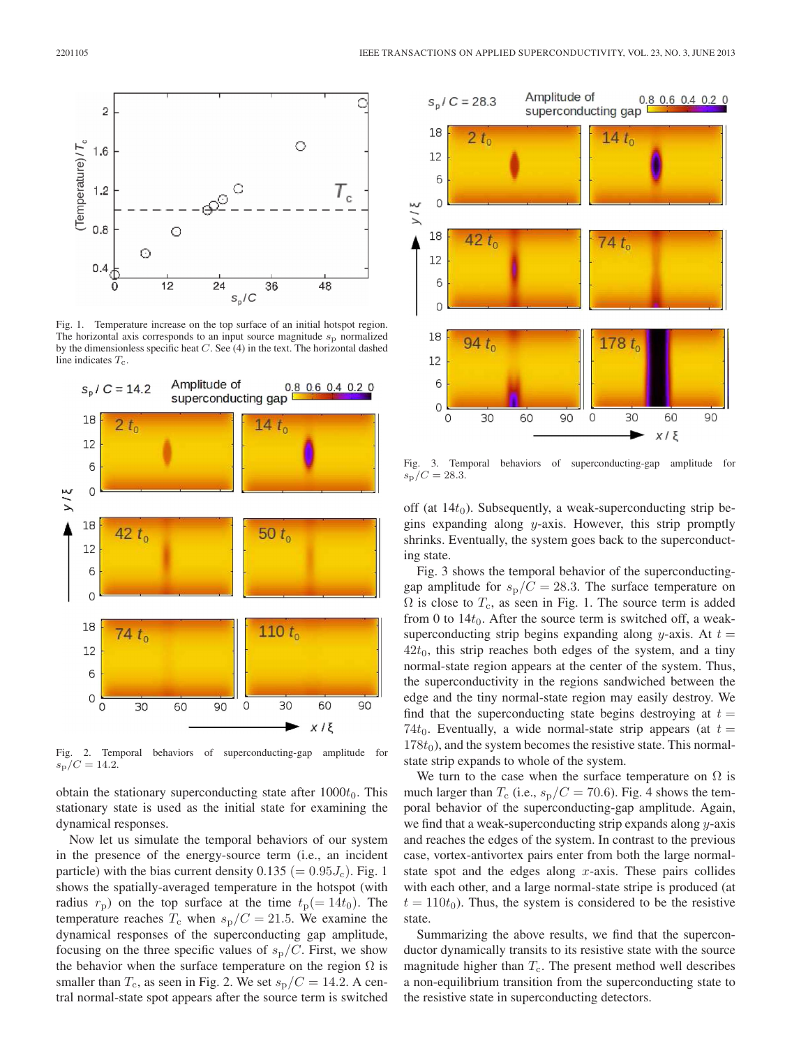2

1.6

1.2

0.8

0.4

(Temperature) / $T_c$

0 12 24 36 48

$s_p/C$

$T_c$

Fig. 1. Temperature increase on the top surface of an initial hotspot region. The horizontal axis corresponds to an input source magnitude $s_p$ normalized by the dimensionless specific heat $C$. See (4) in the text. The horizontal dashed line indicates $T_c$.

$s_p / C = 14.2$

Amplitude of superconducting gap

0.8 0.6 0.4 0.2 0

$2\,t_0$

$14\,t_0$

$42\,t_0$

$50\,t_0$

$74\,t_0$

$110\,t_0$

$y / \xi$

18 12 6 0

$x / \xi$

0 30 60 90

Fig. 2. Temporal behaviors of superconducting-gap amplitude for $s_p/C = 14.2$.

$s_p / C = 28.3$

Amplitude of superconducting gap

0.8 0.6 0.4 0.2 0

$2\,t_0$

$14\,t_0$

$42\,t_0$

$74\,t_0$

$94\,t_0$

$178\,t_0$

$y / \xi$

18 12 6 0

$x / \xi$

0 30 60 90

Fig. 3. Temporal behaviors of superconducting-gap amplitude for $s_p/C = 28.3$.

obtain the stationary superconducting state after $1000t_0$. This stationary state is used as the initial state for examining the dynamical responses.

Now let us simulate the temporal behaviors of our system in the presence of the energy-source term (i.e., an incident particle) with the bias current density $0.135$ $(= 0.95J_c)$. Fig. 1 shows the spatially-averaged temperature in the hotspot (with radius $r_p$) on the top surface at the time $t_p (= 14t_0)$. The temperature reaches $T_c$ when $s_p/C = 21.5$. We examine the dynamical responses of the superconducting gap amplitude, focusing on the three specific values of $s_p/C$. First, we show the behavior when the surface temperature on the region $\Omega$ is smaller than $T_c$, as seen in Fig. 2. We set $s_p/C = 14.2$. A central normal-state spot appears after the source term is switched off (at $14t_0$). Subsequently, a weak-superconducting strip begins expanding along $y$-axis. However, this strip promptly shrinks. Eventually, the system goes back to the superconducting state.

Fig. 3 shows the temporal behavior of the superconducting-gap amplitude for $s_p/C = 28.3$. The surface temperature on $\Omega$ is close to $T_c$, as seen in Fig. 1. The source term is added from 0 to $14t_0$. After the source term is switched off, a weak-superconducting strip begins expanding along $y$-axis. At $t = 42t_0$, this strip reaches both edges of the system, and a tiny normal-state region appears at the center of the system. Thus, the superconductivity in the regions sandwiched between the edge and the tiny normal-state region may easily destroy. We find that the superconducting state begins destroying at $t = 74t_0$. Eventually, a wide normal-state strip appears (at $t = 178t_0$), and the system becomes the resistive state. This normal-state strip expands to whole of the system.

We turn to the case when the surface temperature on $\Omega$ is much larger than $T_c$ (i.e., $s_p/C = 70.6$). Fig. 4 shows the temporal behavior of the superconducting-gap amplitude. Again, we find that a weak-superconducting strip expands along $y$-axis and reaches the edges of the system. In contrast to the previous case, vortex-antivortex pairs enter from both the large normal-state spot and the edges along $x$-axis. These pairs collides with each other, and a large normal-state stripe is produced (at $t = 110t_0$). Thus, the system is considered to be the resistive state.

Summarizing the above results, we find that the superconductor dynamically transits to its resistive state with the source magnitude higher than $T_c$. The present method well describes a non-equilibrium transition from the superconducting state to the resistive state in superconducting detectors.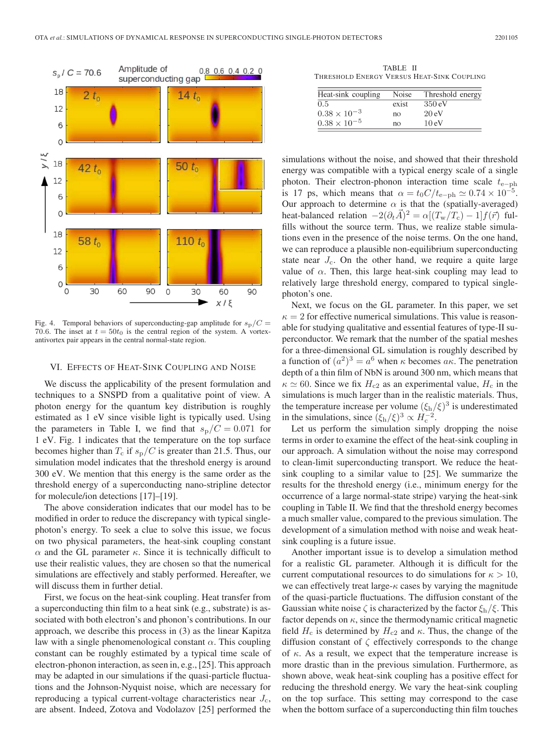$s_p / C = 70.6$

Amplitude of superconducting gap

0.8 0.6 0.4 0.2 0

$2\, t_0$

$14\, t_0$

$42\, t_0$

$50\, t_0$

$58\, t_0$

$110\, t_0$

$y/\xi$

18

12

6

0

$x/\xi$

0 30 60 90 0 30 60 90

Fig. 4. Temporal behaviors of superconducting-gap amplitude for $s_p/C = 70.6$. The inset at $t = 50t_0$ is the central region of the system. A vortex-antivortex pair appears in the central normal-state region.

## VI. Effects of Heat-Sink Coupling and Noise

We discuss the applicability of the present formulation and techniques to a SNSPD from a qualitative point of view. A photon energy for the quantum key distribution is roughly estimated as 1 eV since visible light is typically used. Using the parameters in Table I, we find that $s_p/C = 0.071$ for 1 eV. Fig. 1 indicates that the temperature on the top surface becomes higher than $T_c$ if $s_p/C$ is greater than 21.5. Thus, our simulation model indicates that the threshold energy is around 300 eV. We mention that this energy is the same order as the threshold energy of a superconducting nano-stripline detector for molecule/ion detections [17]–[19].

The above consideration indicates that our model has to be modified in order to reduce the discrepancy with typical single-photon's energy. To seek a clue to solve this issue, we focus on two physical parameters, the heat-sink coupling constant $\alpha$ and the GL parameter $\kappa$. Since it is technically difficult to use their realistic values, they are chosen so that the numerical simulations are effectively and stably performed. Hereafter, we will discuss them in further detial.

First, we focus on the heat-sink coupling. Heat transfer from a superconducting thin film to a heat sink (e.g., substrate) is associated with both electron's and phonon's contributions. In our approach, we describe this process in (3) as the linear Kapitza law with a single phenomenological constant $\alpha$. This coupling constant can be roughly estimated by a typical time scale of electron-phonon interaction, as seen in, e.g., [25]. This approach may be adapted in our simulations if the quasi-particle fluctuations and the Johnson-Nyquist noise, which are necessary for reproducing a typical current-voltage characteristics near $J_c$, are absent. Indeed, Zotova and Vodolazov [25] performed the simulations without the noise, and showed that their threshold energy was compatible with a typical energy scale of a single photon. Their electron-phonon interaction time scale $t_{\mathrm{e-ph}}$ is 17 ps, which means that $\alpha = t_0 C / t_{\mathrm{e-ph}} \simeq 0.74 \times 10^{-5}$. Our approach to determine $\alpha$ is that the (spatially-averaged) heat-balanced relation $-2(\partial_t \vec{A})^2 = \alpha[(T_w/T_c) - 1] f(\vec{r})$ fulfills without the source term. Thus, we realize stable simulations even in the presence of the noise terms. On the one hand, we can reproduce a plausible non-equilibrium superconducting state near $J_c$. On the other hand, we require a quite large value of $\alpha$. Then, this large heat-sink coupling may lead to relatively large threshold energy, compared to typical single-photon's one.

Next, we focus on the GL parameter. In this paper, we set $\kappa = 2$ for effective numerical simulations. This value is reasonable for studying qualitative and essential features of type-II superconductor. We remark that the number of the spatial meshes for a three-dimensional GL simulation is roughly described by a function of $(a^2)^3 = a^6$ when $\kappa$ becomes $a\kappa$. The penetration depth of a thin film of NbN is around 300 nm, which means that $\kappa \simeq 60$. Since we fix $H_{c2}$ as an experimental value, $H_c$ in the simulations is much larger than in the realistic materials. Thus, the temperature increase per volume $(\xi_h/\xi)^3$ is underestimated in the simulations, since $(\xi_h/\xi)^3 \propto H_c^{-2}$.

TABLE II
Threshold Energy Versus Heat-Sink Coupling

| Heat-sink coupling | Noise | Threshold energy |
|---|---|---|
| 0.5 | exist | 350 eV |
| $0.38 \times 10^{-3}$ | no | 20 eV |
| $0.38 \times 10^{-5}$ | no | 10 eV |

Let us perform the simulation simply dropping the noise terms in order to examine the effect of the heat-sink coupling in our approach. A simulation without the noise may correspond to clean-limit superconducting transport. We reduce the heat-sink coupling to a similar value to [25]. We summarize the results for the threshold energy (i.e., minimum energy for the occurrence of a large normal-state stripe) varying the heat-sink coupling in Table II. We find that the threshold energy becomes a much smaller value, compared to the previous simulation. The development of a simulation method with noise and weak heat-sink coupling is a future issue.

Another important issue is to develop a simulation method for a realistic GL parameter. Although it is difficult for the current computational resources to do simulations for $\kappa > 10$, we can effectively treat large-$\kappa$ cases by varying the magnitude of the quasi-particle fluctuations. The diffusion constant of the Gaussian white noise $\zeta$ is characterized by the factor $\xi_h/\xi$. This factor depends on $\kappa$, since the thermodynamic critical magnetic field $H_c$ is determined by $H_{c2}$ and $\kappa$. Thus, the change of the diffusion constant of $\zeta$ effectively corresponds to the change of $\kappa$. As a result, we expect that the temperature increase is more drastic than in the previous simulation. Furthermore, as shown above, weak heat-sink coupling has a positive effect for reducing the threshold energy. We vary the heat-sink coupling on the top surface. This setting may correspond to the case when the bottom surface of a superconducting thin film touches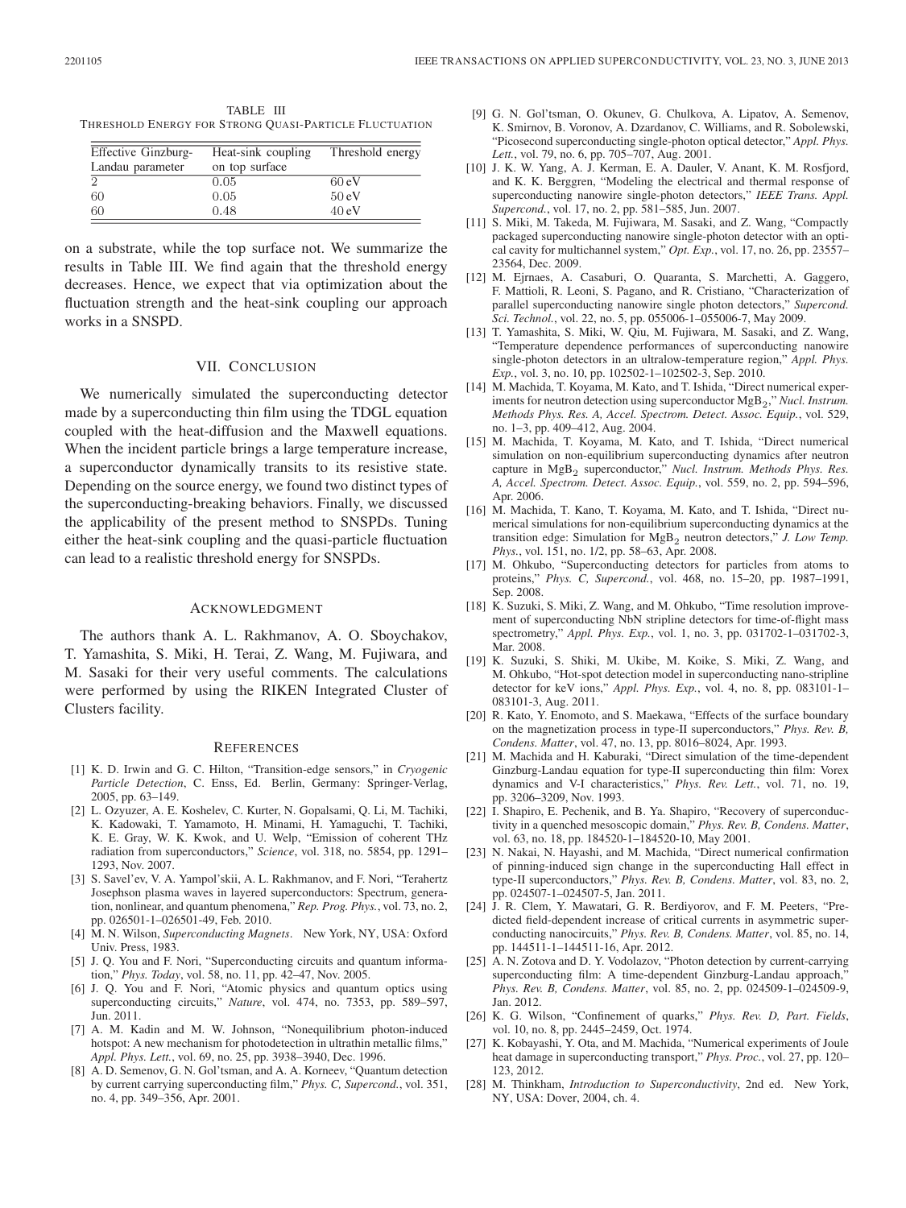TABLE III
THRESHOLD ENERGY FOR STRONG QUASI-PARTICLE FLUCTUATION

| Effective Ginzburg-Landau parameter | Heat-sink coupling on top surface | Threshold energy |
|---|---|---|
| 2 | 0.05 | 60 eV |
| 60 | 0.05 | 50 eV |
| 60 | 0.48 | 40 eV |

on a substrate, while the top surface not. We summarize the results in Table III. We find again that the threshold energy decreases. Hence, we expect that via optimization about the fluctuation strength and the heat-sink coupling our approach works in a SNSPD.

## VII. CONCLUSION

We numerically simulated the superconducting detector made by a superconducting thin film using the TDGL equation coupled with the heat-diffusion and the Maxwell equations. When the incident particle brings a large temperature increase, a superconductor dynamically transits to its resistive state. Depending on the source energy, we found two distinct types of the superconducting-breaking behaviors. Finally, we discussed the applicability of the present method to SNSPDs. Tuning either the heat-sink coupling and the quasi-particle fluctuation can lead to a realistic threshold energy for SNSPDs.

## ACKNOWLEDGMENT

The authors thank A. L. Rakhmanov, A. O. Sboychakov, T. Yamashita, S. Miki, H. Terai, Z. Wang, M. Fujiwara, and M. Sasaki for their very useful comments. The calculations were performed by using the RIKEN Integrated Cluster of Clusters facility.

## REFERENCES

[1] K. D. Irwin and G. C. Hilton, "Transition-edge sensors," in *Cryogenic Particle Detection*, C. Enss, Ed. Berlin, Germany: Springer-Verlag, 2005, pp. 63–149.

[2] L. Ozyuzer, A. E. Koshelev, C. Kurter, N. Gopalsami, Q. Li, M. Tachiki, K. Kadowaki, T. Yamamoto, H. Minami, H. Yamaguchi, T. Tachiki, K. E. Gray, W. K. Kwok, and U. Welp, "Emission of coherent THz radiation from superconductors," *Science*, vol. 318, no. 5854, pp. 1291–1293, Nov. 2007.

[3] S. Savel'ev, V. A. Yampol'skii, A. L. Rakhmanov, and F. Nori, "Terahertz Josephson plasma waves in layered superconductors: Spectrum, generation, nonlinear, and quantum phenomena," *Rep. Prog. Phys.*, vol. 73, no. 2, pp. 026501-1–026501-49, Feb. 2010.

[4] M. N. Wilson, *Superconducting Magnets*. New York, NY, USA: Oxford Univ. Press, 1983.

[5] J. Q. You and F. Nori, "Superconducting circuits and quantum information," *Phys. Today*, vol. 58, no. 11, pp. 42–47, Nov. 2005.

[6] J. Q. You and F. Nori, "Atomic physics and quantum optics using superconducting circuits," *Nature*, vol. 474, no. 7353, pp. 589–597, Jun. 2011.

[7] A. M. Kadin and M. W. Johnson, "Nonequilibrium photon-induced hotspot: A new mechanism for photodetection in ultrathin metallic films," *Appl. Phys. Lett.*, vol. 69, no. 25, pp. 3938–3940, Dec. 1996.

[8] A. D. Semenov, G. N. Gol'tsman, and A. A. Korneev, "Quantum detection by current carrying superconducting film," *Phys. C, Supercond.*, vol. 351, no. 4, pp. 349–356, Apr. 2001.

[9] G. N. Gol'tsman, O. Okunev, G. Chulkova, A. Lipatov, A. Semenov, K. Smirnov, B. Voronov, A. Dzardanov, C. Williams, and R. Sobolewski, "Picosecond superconducting single-photon optical detector," *Appl. Phys. Lett.*, vol. 79, no. 6, pp. 705–707, Aug. 2001.

[10] J. K. W. Yang, A. J. Kerman, E. A. Dauler, V. Anant, K. M. Rosfjord, and K. K. Berggren, "Modeling the electrical and thermal response of superconducting nanowire single-photon detectors," *IEEE Trans. Appl. Supercond.*, vol. 17, no. 2, pp. 581–585, Jun. 2007.

[11] S. Miki, M. Takeda, M. Fujiwara, M. Sasaki, and Z. Wang, "Compactly packaged superconducting nanowire single-photon detector with an optical cavity for multichannel system," *Opt. Exp.*, vol. 17, no. 26, pp. 23557–23564, Dec. 2009.

[12] M. Ejrnaes, A. Casaburi, O. Quaranta, S. Marchetti, A. Gaggero, F. Mattioli, R. Leoni, S. Pagano, and R. Cristiano, "Characterization of parallel superconducting nanowire single photon detectors," *Supercond. Sci. Technol.*, vol. 22, no. 5, pp. 055006-1–055006-7, May 2009.

[13] T. Yamashita, S. Miki, W. Qiu, M. Fujiwara, M. Sasaki, and Z. Wang, "Temperature dependence performances of superconducting nanowire single-photon detectors in an ultralow-temperature region," *Appl. Phys. Exp.*, vol. 3, no. 10, pp. 102502-1–102502-3, Sep. 2010.

[14] M. Machida, T. Koyama, M. Kato, and T. Ishida, "Direct numerical experiments for neutron detection using superconductor $MgB_2$," *Nucl. Instrum. Methods Phys. Res. A, Accel. Spectrom. Detect. Assoc. Equip.*, vol. 529, no. 1–3, pp. 409–412, Aug. 2004.

[15] M. Machida, T. Koyama, M. Kato, and T. Ishida, "Direct numerical simulation on non-equilibrium superconducting dynamics after neutron capture in $MgB_2$ superconductor," *Nucl. Instrum. Methods Phys. Res. A, Accel. Spectrom. Detect. Assoc. Equip.*, vol. 559, no. 2, pp. 594–596, Apr. 2006.

[16] M. Machida, T. Kano, T. Koyama, M. Kato, and T. Ishida, "Direct numerical simulations for non-equilibrium superconducting dynamics at the transition edge: Simulation for $MgB_2$ neutron detectors," *J. Low Temp. Phys.*, vol. 151, no. 1/2, pp. 58–63, Apr. 2008.

[17] M. Ohkubo, "Superconducting detectors for particles from atoms to proteins," *Phys. C, Supercond.*, vol. 468, no. 15–20, pp. 1987–1991, Sep. 2008.

[18] K. Suzuki, S. Miki, Z. Wang, and M. Ohkubo, "Time resolution improvement of superconducting NbN stripline detectors for time-of-flight mass spectrometry," *Appl. Phys. Exp.*, vol. 1, no. 3, pp. 031702-1–031702-3, Mar. 2008.

[19] K. Suzuki, S. Shiki, M. Ukibe, M. Koike, S. Miki, Z. Wang, and M. Ohkubo, "Hot-spot detection model in superconducting nano-stripline detector for keV ions," *Appl. Phys. Exp.*, vol. 4, no. 8, pp. 083101-1–083101-3, Aug. 2011.

[20] R. Kato, Y. Enomoto, and S. Maekawa, "Effects of the surface boundary on the magnetization process in type-II superconductors," *Phys. Rev. B, Condens. Matter*, vol. 47, no. 13, pp. 8016–8024, Apr. 1993.

[21] M. Machida and H. Kaburaki, "Direct simulation of the time-dependent Ginzburg-Landau equation for type-II superconducting thin film: Vorex dynamics and V-I characteristics," *Phys. Rev. Lett.*, vol. 71, no. 19, pp. 3206–3209, Nov. 1993.

[22] I. Shapiro, E. Pechenik, and B. Ya. Shapiro, "Recovery of superconductivity in a quenched mesoscopic domain," *Phys. Rev. B, Condens. Matter*, vol. 63, no. 18, pp. 184520-1–184520-10, May 2001.

[23] N. Nakai, N. Hayashi, and M. Machida, "Direct numerical confirmation of pinning-induced sign change in the superconducting Hall effect in type-II superconductors," *Phys. Rev. B, Condens. Matter*, vol. 83, no. 2, pp. 024507-1–024507-5, Jan. 2011.

[24] J. R. Clem, Y. Mawatari, G. R. Berdiyorov, and F. M. Peeters, "Predicted field-dependent increase of critical currents in asymmetric superconducting nanocircuits," *Phys. Rev. B, Condens. Matter*, vol. 85, no. 14, pp. 144511-1–144511-16, Apr. 2012.

[25] A. N. Zotova and D. Y. Vodolazov, "Photon detection by current-carrying superconducting film: A time-dependent Ginzburg-Landau approach," *Phys. Rev. B, Condens. Matter*, vol. 85, no. 2, pp. 024509-1–024509-9, Jan. 2012.

[26] K. G. Wilson, "Confinement of quarks," *Phys. Rev. D, Part. Fields*, vol. 10, no. 8, pp. 2445–2459, Oct. 1974.

[27] K. Kobayashi, Y. Ota, and M. Machida, "Numerical experiments of Joule heat damage in superconducting transport," *Phys. Proc.*, vol. 27, pp. 120–123, 2012.

[28] M. Thinkham, *Introduction to Superconductivity*, 2nd ed. New York, NY, USA: Dover, 2004, ch. 4.